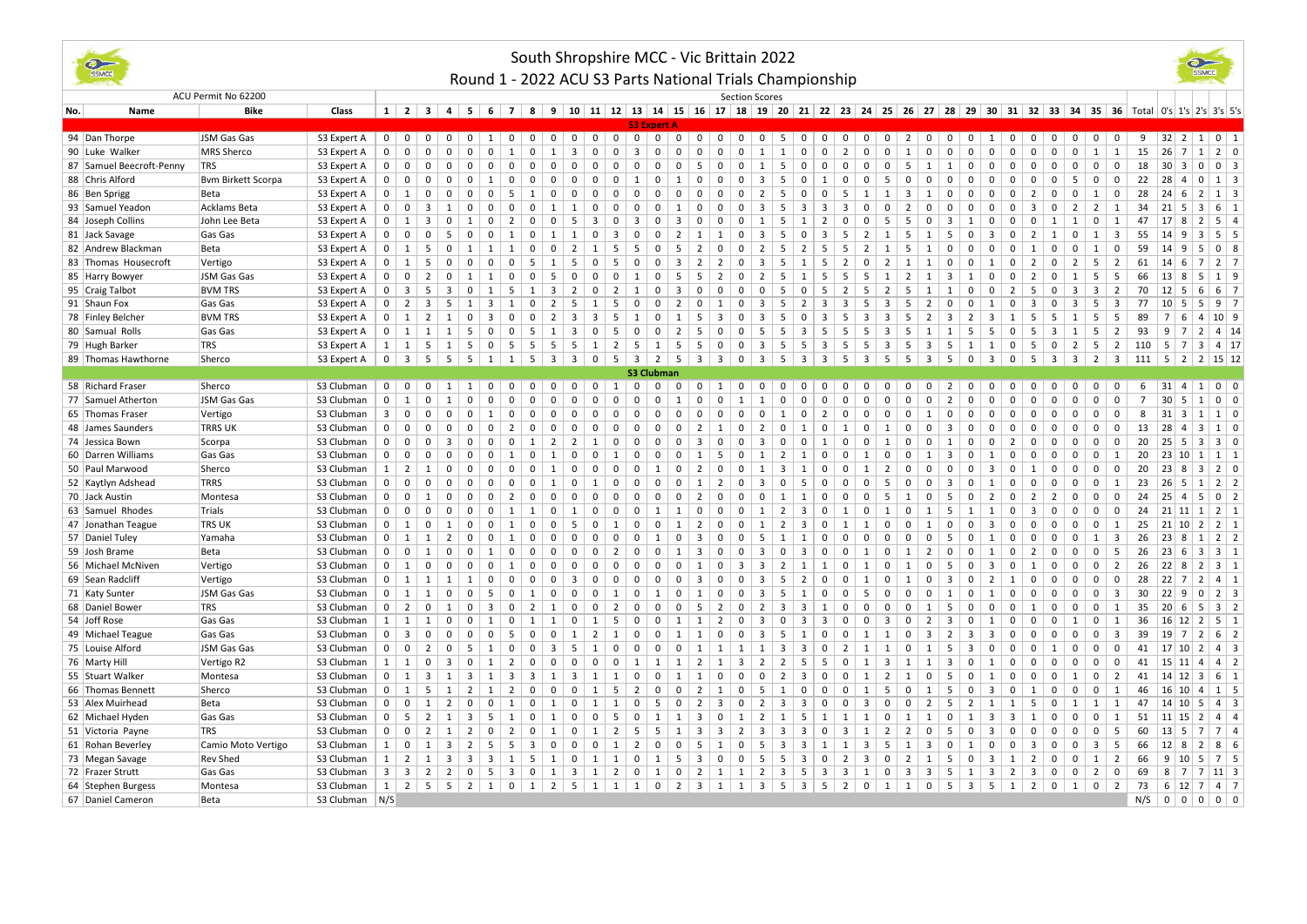# South Shropshire MCC - Vic Brittain 2022

## Round 1 - 2022 ACU S3 Parts National Trials Championship

ACU Permit No 62200

| No. | Name | Bike | Class | 1 | 2 | 3 | 4 | 5 | 6 | 7 | 8 | 9 | 10 | 11 | 12 | 13 | 14 | 15 | 16 | 17 | 18 | 19 | 20 | 21 | 22 | 23 | 24 | 25 | 26 | 27 | 28 | 29 | 30 | 31 | 32 | 33 | 34 | 35 | 36 | Total | 0's | 1's | 2's | 3's | 5's |
|---|---|---|---|---|---|---|---|---|---|---|---|---|---|---|---|---|---|---|---|---|---|---|---|---|---|---|---|---|---|---|---|---|---|---|---|---|---|---|---|---|---|---|---|---|---|
| | | | | | | | | | | | | | | | | **S3 Expert A** | | | | | | | | | | | | | | | | | | | | | | | | | | | | | |
| 94 | Dan Thorpe | JSM Gas Gas | S3 Expert A | 0 | 0 | 0 | 0 | 0 | 0 | 1 | 0 | 0 | 0 | 0 | 0 | 0 | 0 | 0 | 0 | 0 | 0 | 0 | 5 | 0 | 0 | 0 | 0 | 0 | 2 | 0 | 0 | 0 | 1 | 0 | 0 | 0 | 0 | 0 | 0 | 9 | 32 | 2 | 1 | 0 | 1 |
| 90 | Luke Walker | MRS Sherco | S3 Expert A | 0 | 0 | 0 | 0 | 0 | 0 | 1 | 0 | 1 | 3 | 0 | 0 | 3 | 0 | 0 | 0 | 0 | 0 | 1 | 1 | 0 | 0 | 2 | 0 | 0 | 1 | 0 | 0 | 0 | 0 | 0 | 0 | 0 | 0 | 1 | 1 | 15 | 26 | 7 | 1 | 2 | 0 |
| 87 | Samuel Beecroft-Penny | TRS | S3 Expert A | 0 | 0 | 0 | 0 | 0 | 0 | 0 | 0 | 0 | 0 | 0 | 0 | 0 | 0 | 0 | 5 | 0 | 0 | 1 | 5 | 0 | 0 | 0 | 0 | 0 | 5 | 1 | 1 | 0 | 0 | 0 | 0 | 0 | 0 | 0 | 0 | 18 | 30 | 3 | 0 | 0 | 3 |
| 88 | Chris Alford | Bvm Birkett Scorpa | S3 Expert A | 0 | 0 | 0 | 0 | 0 | 1 | 0 | 0 | 0 | 0 | 0 | 0 | 1 | 0 | 1 | 0 | 0 | 0 | 3 | 5 | 0 | 1 | 0 | 0 | 5 | 0 | 0 | 0 | 0 | 0 | 0 | 0 | 5 | 0 | 0 | 0 | 22 | 28 | 4 | 0 | 1 | 3 |
| 86 | Ben Sprigg | Beta | S3 Expert A | 0 | 1 | 0 | 0 | 0 | 0 | 5 | 1 | 0 | 0 | 0 | 0 | 0 | 0 | 0 | 0 | 0 | 0 | 2 | 5 | 0 | 0 | 5 | 1 | 1 | 3 | 1 | 0 | 0 | 0 | 0 | 2 | 0 | 0 | 1 | 0 | 28 | 24 | 6 | 2 | 1 | 3 |
| 93 | Samuel Yeadon | Acklams Beta | S3 Expert A | 0 | 0 | 3 | 1 | 0 | 0 | 0 | 0 | 1 | 1 | 0 | 0 | 0 | 0 | 1 | 0 | 0 | 0 | 3 | 5 | 3 | 3 | 3 | 0 | 0 | 2 | 0 | 0 | 0 | 0 | 0 | 3 | 0 | 2 | 2 | 1 | 34 | 21 | 5 | 3 | 6 | 1 |
| 84 | Joseph Collins | John Lee Beta | S3 Expert A | 0 | 1 | 3 | 0 | 1 | 0 | 2 | 0 | 0 | 5 | 3 | 0 | 3 | 0 | 3 | 0 | 0 | 0 | 1 | 5 | 1 | 2 | 0 | 0 | 5 | 5 | 0 | 3 | 1 | 0 | 0 | 0 | 1 | 1 | 0 | 1 | 47 | 17 | 8 | 2 | 5 | 4 |
| 81 | Jack Savage | Gas Gas | S3 Expert A | 0 | 0 | 0 | 5 | 0 | 0 | 1 | 0 | 1 | 1 | 0 | 3 | 0 | 0 | 2 | 1 | 1 | 0 | 3 | 5 | 0 | 3 | 5 | 2 | 1 | 5 | 1 | 5 | 0 | 3 | 0 | 2 | 1 | 0 | 1 | 3 | 55 | 14 | 9 | 3 | 5 | 5 |
| 82 | Andrew Blackman | Beta | S3 Expert A | 0 | 1 | 5 | 0 | 1 | 1 | 1 | 0 | 0 | 2 | 1 | 5 | 5 | 0 | 5 | 2 | 0 | 0 | 2 | 5 | 2 | 5 | 5 | 2 | 1 | 5 | 1 | 0 | 0 | 0 | 0 | 1 | 0 | 0 | 1 | 0 | 59 | 14 | 9 | 5 | 0 | 8 |
| 83 | Thomas Housecroft | Vertigo | S3 Expert A | 0 | 1 | 5 | 0 | 0 | 0 | 0 | 5 | 1 | 5 | 0 | 5 | 0 | 0 | 3 | 2 | 2 | 0 | 3 | 5 | 1 | 5 | 2 | 0 | 2 | 1 | 1 | 0 | 0 | 1 | 0 | 2 | 0 | 2 | 5 | 2 | 61 | 14 | 6 | 7 | 2 | 7 |
| 85 | Harry Bowyer | JSM Gas Gas | S3 Expert A | 0 | 0 | 2 | 0 | 1 | 1 | 0 | 0 | 5 | 0 | 0 | 0 | 1 | 0 | 5 | 5 | 2 | 0 | 2 | 5 | 1 | 5 | 5 | 5 | 1 | 2 | 1 | 3 | 1 | 0 | 0 | 2 | 0 | 1 | 5 | 5 | 66 | 13 | 8 | 5 | 1 | 9 |
| 95 | Craig Talbot | BVM TRS | S3 Expert A | 0 | 3 | 5 | 3 | 0 | 1 | 5 | 1 | 3 | 2 | 0 | 2 | 1 | 0 | 3 | 0 | 0 | 0 | 0 | 5 | 0 | 5 | 2 | 5 | 2 | 5 | 1 | 1 | 0 | 0 | 2 | 5 | 0 | 3 | 3 | 2 | 70 | 12 | 5 | 6 | 6 | 7 |
| 91 | Shaun Fox | Gas Gas | S3 Expert A | 0 | 2 | 3 | 5 | 1 | 3 | 1 | 0 | 2 | 5 | 1 | 5 | 0 | 0 | 2 | 0 | 1 | 0 | 3 | 5 | 2 | 3 | 3 | 5 | 3 | 5 | 2 | 0 | 0 | 1 | 0 | 3 | 0 | 3 | 5 | 3 | 77 | 10 | 5 | 5 | 9 | 7 |
| 78 | Finley Belcher | BVM TRS | S3 Expert A | 0 | 1 | 2 | 1 | 0 | 3 | 0 | 0 | 2 | 3 | 3 | 5 | 1 | 0 | 1 | 5 | 3 | 0 | 3 | 5 | 0 | 3 | 5 | 3 | 3 | 5 | 2 | 3 | 2 | 3 | 1 | 5 | 5 | 1 | 5 | 5 | 89 | 7 | 6 | 4 | 10 | 9 |
| 80 | Samual Rolls | Gas Gas | S3 Expert A | 0 | 1 | 1 | 1 | 5 | 0 | 0 | 5 | 1 | 3 | 0 | 5 | 0 | 0 | 2 | 5 | 0 | 0 | 5 | 5 | 3 | 5 | 5 | 5 | 3 | 5 | 1 | 1 | 5 | 5 | 0 | 5 | 3 | 1 | 5 | 2 | 93 | 9 | 7 | 2 | 4 | 14 |
| 79 | Hugh Barker | TRS | S3 Expert A | 1 | 1 | 5 | 1 | 5 | 0 | 5 | 5 | 5 | 5 | 1 | 2 | 5 | 1 | 5 | 5 | 0 | 0 | 3 | 5 | 5 | 3 | 5 | 5 | 3 | 5 | 3 | 5 | 1 | 1 | 0 | 5 | 0 | 2 | 5 | 2 | 110 | 5 | 7 | 3 | 4 | 17 |
| 89 | Thomas Hawthorne | Sherco | S3 Expert A | 0 | 3 | 5 | 5 | 5 | 1 | 1 | 5 | 3 | 3 | 0 | 5 | 3 | 2 | 5 | 3 | 3 | 0 | 3 | 5 | 3 | 3 | 5 | 3 | 5 | 5 | 3 | 5 | 0 | 3 | 0 | 5 | 3 | 3 | 2 | 3 | 111 | 5 | 2 | 2 | 15 | 12 |
| | | | | | | | | | | | | | | | | **S3 Clubman** | | | | | | | | | | | | | | | | | | | | | | | | | | | | | |
| 58 | Richard Fraser | Sherco | S3 Clubman | 0 | 0 | 0 | 1 | 1 | 0 | 0 | 0 | 0 | 0 | 0 | 1 | 0 | 0 | 0 | 0 | 1 | 0 | 0 | 0 | 0 | 0 | 0 | 0 | 0 | 0 | 0 | 2 | 0 | 0 | 0 | 0 | 0 | 0 | 0 | 0 | 6 | 31 | 4 | 1 | 0 | 0 |
| 77 | Samuel Atherton | JSM Gas Gas | S3 Clubman | 0 | 1 | 0 | 1 | 0 | 0 | 0 | 0 | 0 | 0 | 0 | 0 | 0 | 0 | 1 | 0 | 0 | 1 | 1 | 0 | 0 | 0 | 0 | 0 | 0 | 0 | 2 | 0 | 0 | 0 | 0 | 0 | 0 | 0 | 0 | 0 | 7 | 30 | 5 | 1 | 0 | 0 |
| 65 | Thomas Fraser | Vertigo | S3 Clubman | 3 | 0 | 0 | 0 | 0 | 1 | 0 | 0 | 0 | 0 | 0 | 0 | 0 | 0 | 0 | 0 | 0 | 0 | 0 | 1 | 0 | 2 | 0 | 0 | 0 | 0 | 1 | 0 | 0 | 0 | 0 | 0 | 0 | 0 | 0 | 0 | 8 | 31 | 3 | 1 | 1 | 0 |
| 48 | James Saunders | TRRS UK | S3 Clubman | 0 | 0 | 0 | 0 | 0 | 0 | 2 | 0 | 0 | 0 | 0 | 0 | 0 | 0 | 0 | 2 | 1 | 0 | 2 | 0 | 1 | 0 | 1 | 0 | 1 | 0 | 0 | 3 | 0 | 0 | 0 | 0 | 0 | 0 | 0 | 0 | 13 | 28 | 4 | 3 | 1 | 0 |
| 74 | Jessica Bown | Scorpa | S3 Clubman | 0 | 0 | 0 | 3 | 0 | 0 | 0 | 1 | 2 | 2 | 1 | 0 | 0 | 0 | 0 | 3 | 0 | 0 | 3 | 0 | 0 | 1 | 0 | 0 | 1 | 0 | 0 | 1 | 0 | 0 | 2 | 0 | 0 | 0 | 0 | 0 | 20 | 25 | 5 | 3 | 3 | 0 |
| 60 | Darren Williams | Gas Gas | S3 Clubman | 0 | 0 | 0 | 0 | 0 | 0 | 1 | 0 | 1 | 0 | 0 | 1 | 0 | 0 | 0 | 1 | 5 | 0 | 1 | 2 | 1 | 0 | 0 | 1 | 0 | 0 | 1 | 3 | 0 | 1 | 0 | 0 | 0 | 0 | 0 | 1 | 20 | 23 | 10 | 1 | 1 | 1 |
| 50 | Paul Marwood | Sherco | S3 Clubman | 1 | 2 | 1 | 0 | 0 | 0 | 0 | 1 | 0 | 0 | 0 | 0 | 1 | 0 | 2 | 0 | 0 | 0 | 1 | 3 | 1 | 0 | 0 | 1 | 2 | 0 | 0 | 0 | 0 | 3 | 0 | 1 | 0 | 0 | 0 | 0 | 20 | 23 | 8 | 3 | 2 | 0 |
| 52 | Kaytlyn Adshead | TRRS | S3 Clubman | 0 | 0 | 0 | 0 | 0 | 0 | 0 | 0 | 1 | 0 | 1 | 0 | 0 | 0 | 0 | 1 | 2 | 0 | 3 | 0 | 5 | 0 | 0 | 0 | 5 | 0 | 0 | 3 | 0 | 1 | 0 | 0 | 0 | 0 | 0 | 1 | 23 | 26 | 5 | 1 | 2 | 2 |
| 70 | Jack Austin | Montesa | S3 Clubman | 0 | 0 | 1 | 0 | 0 | 0 | 2 | 0 | 0 | 0 | 0 | 0 | 0 | 0 | 0 | 2 | 0 | 0 | 0 | 1 | 1 | 0 | 0 | 0 | 5 | 1 | 0 | 5 | 0 | 2 | 0 | 2 | 2 | 0 | 0 | 0 | 24 | 25 | 4 | 5 | 0 | 2 |
| 63 | Samuel Rhodes | Trials | S3 Clubman | 0 | 0 | 0 | 0 | 0 | 0 | 1 | 1 | 0 | 1 | 0 | 0 | 0 | 1 | 1 | 0 | 0 | 0 | 1 | 2 | 3 | 0 | 1 | 0 | 1 | 0 | 1 | 5 | 1 | 1 | 0 | 3 | 0 | 0 | 0 | 0 | 24 | 21 | 11 | 1 | 2 | 1 |
| 47 | Jonathan Teague | TRS UK | S3 Clubman | 0 | 1 | 0 | 1 | 0 | 0 | 1 | 0 | 0 | 5 | 0 | 1 | 0 | 0 | 1 | 2 | 0 | 0 | 1 | 2 | 3 | 0 | 1 | 1 | 0 | 0 | 1 | 0 | 0 | 3 | 0 | 0 | 0 | 0 | 0 | 1 | 25 | 21 | 10 | 2 | 2 | 1 |
| 57 | Daniel Tuley | Yamaha | S3 Clubman | 0 | 1 | 1 | 2 | 0 | 0 | 1 | 0 | 0 | 0 | 0 | 0 | 0 | 1 | 0 | 3 | 0 | 0 | 5 | 1 | 1 | 0 | 0 | 0 | 0 | 0 | 0 | 5 | 0 | 1 | 0 | 0 | 0 | 0 | 1 | 3 | 26 | 23 | 8 | 1 | 2 | 2 |
| 59 | Josh Brame | Beta | S3 Clubman | 0 | 0 | 1 | 0 | 0 | 1 | 0 | 0 | 0 | 0 | 0 | 2 | 0 | 0 | 1 | 3 | 0 | 0 | 3 | 0 | 3 | 0 | 0 | 1 | 0 | 1 | 2 | 0 | 0 | 1 | 0 | 2 | 0 | 0 | 0 | 5 | 26 | 23 | 6 | 3 | 3 | 1 |
| 56 | Michael McNiven | Vertigo | S3 Clubman | 0 | 1 | 0 | 0 | 0 | 0 | 1 | 0 | 0 | 0 | 0 | 0 | 0 | 0 | 0 | 1 | 0 | 3 | 3 | 2 | 1 | 1 | 0 | 1 | 0 | 1 | 0 | 5 | 0 | 3 | 0 | 1 | 0 | 0 | 0 | 2 | 26 | 22 | 8 | 2 | 3 | 1 |
| 69 | Sean Radcliff | Vertigo | S3 Clubman | 0 | 1 | 1 | 1 | 1 | 0 | 0 | 0 | 0 | 3 | 0 | 0 | 0 | 0 | 0 | 3 | 0 | 0 | 3 | 5 | 2 | 0 | 0 | 1 | 0 | 1 | 0 | 3 | 0 | 2 | 1 | 0 | 0 | 0 | 0 | 0 | 28 | 22 | 7 | 2 | 4 | 1 |
| 71 | Katy Sunter | JSM Gas Gas | S3 Clubman | 0 | 1 | 1 | 0 | 0 | 5 | 0 | 1 | 0 | 0 | 0 | 1 | 0 | 1 | 0 | 1 | 0 | 0 | 3 | 5 | 1 | 0 | 0 | 5 | 0 | 0 | 0 | 1 | 0 | 1 | 0 | 0 | 0 | 0 | 0 | 3 | 30 | 22 | 9 | 0 | 2 | 3 |
| 68 | Daniel Bower | TRS | S3 Clubman | 0 | 2 | 0 | 1 | 0 | 3 | 0 | 2 | 1 | 0 | 0 | 2 | 0 | 0 | 0 | 5 | 2 | 0 | 2 | 3 | 3 | 1 | 0 | 0 | 0 | 0 | 1 | 5 | 0 | 0 | 0 | 1 | 0 | 0 | 0 | 1 | 35 | 20 | 6 | 5 | 3 | 2 |
| 54 | Joff Rose | Gas Gas | S3 Clubman | 1 | 1 | 1 | 0 | 0 | 1 | 0 | 1 | 1 | 0 | 1 | 5 | 0 | 0 | 1 | 1 | 2 | 0 | 3 | 0 | 3 | 3 | 0 | 0 | 3 | 0 | 2 | 3 | 0 | 1 | 0 | 0 | 0 | 1 | 0 | 1 | 36 | 16 | 12 | 2 | 5 | 1 |
| 49 | Michael Teague | Gas Gas | S3 Clubman | 0 | 3 | 0 | 0 | 0 | 0 | 5 | 0 | 0 | 1 | 2 | 1 | 0 | 0 | 1 | 1 | 0 | 0 | 3 | 5 | 1 | 0 | 0 | 1 | 1 | 0 | 3 | 2 | 3 | 3 | 0 | 0 | 0 | 0 | 0 | 3 | 39 | 19 | 7 | 2 | 6 | 2 |
| 75 | Louise Alford | JSM Gas Gas | S3 Clubman | 0 | 0 | 2 | 0 | 5 | 1 | 0 | 0 | 3 | 5 | 1 | 0 | 0 | 0 | 0 | 1 | 1 | 1 | 1 | 3 | 3 | 0 | 2 | 1 | 1 | 0 | 1 | 5 | 3 | 0 | 0 | 0 | 1 | 0 | 0 | 0 | 41 | 17 | 10 | 2 | 4 | 3 |
| 76 | Marty Hill | Vertigo R2 | S3 Clubman | 1 | 1 | 0 | 3 | 0 | 1 | 2 | 0 | 0 | 0 | 0 | 0 | 1 | 1 | 1 | 2 | 1 | 3 | 2 | 2 | 5 | 5 | 0 | 1 | 3 | 1 | 1 | 3 | 0 | 1 | 0 | 0 | 0 | 0 | 0 | 0 | 41 | 15 | 11 | 4 | 4 | 2 |
| 55 | Stuart Walker | Montesa | S3 Clubman | 0 | 1 | 3 | 1 | 3 | 1 | 3 | 3 | 1 | 3 | 1 | 1 | 0 | 0 | 1 | 1 | 0 | 0 | 0 | 2 | 3 | 0 | 0 | 1 | 2 | 1 | 0 | 5 | 0 | 1 | 0 | 0 | 0 | 1 | 0 | 2 | 41 | 14 | 12 | 3 | 6 | 1 |
| 66 | Thomas Bennett | Sherco | S3 Clubman | 0 | 1 | 5 | 1 | 2 | 1 | 2 | 0 | 0 | 0 | 1 | 5 | 2 | 0 | 0 | 2 | 1 | 0 | 5 | 1 | 0 | 0 | 0 | 1 | 5 | 0 | 1 | 5 | 0 | 3 | 0 | 1 | 0 | 0 | 0 | 1 | 46 | 16 | 10 | 4 | 1 | 5 |
| 53 | Alex Muirhead | Beta | S3 Clubman | 0 | 0 | 1 | 2 | 0 | 0 | 1 | 0 | 1 | 0 | 1 | 1 | 0 | 5 | 0 | 2 | 3 | 0 | 2 | 3 | 3 | 0 | 0 | 3 | 0 | 0 | 2 | 5 | 2 | 1 | 1 | 5 | 0 | 1 | 1 | 1 | 47 | 14 | 10 | 5 | 4 | 3 |
| 62 | Michael Hyden | Gas Gas | S3 Clubman | 0 | 5 | 2 | 1 | 3 | 5 | 1 | 0 | 1 | 0 | 0 | 5 | 0 | 1 | 1 | 3 | 0 | 1 | 2 | 1 | 5 | 1 | 1 | 1 | 0 | 1 | 1 | 0 | 1 | 3 | 3 | 1 | 0 | 0 | 0 | 0 | 51 | 11 | 15 | 2 | 4 | 4 |
| 51 | Victoria Payne | TRS | S3 Clubman | 0 | 0 | 2 | 1 | 2 | 0 | 2 | 0 | 1 | 0 | 1 | 2 | 5 | 5 | 1 | 3 | 3 | 2 | 3 | 3 | 3 | 0 | 3 | 1 | 2 | 2 | 0 | 5 | 0 | 3 | 0 | 0 | 0 | 0 | 0 | 5 | 60 | 13 | 5 | 7 | 7 | 4 |
| 61 | Rohan Beverley | Camio Moto Vertigo | S3 Clubman | 1 | 0 | 1 | 3 | 2 | 5 | 5 | 3 | 0 | 0 | 0 | 1 | 2 | 0 | 0 | 5 | 1 | 0 | 5 | 3 | 3 | 1 | 1 | 3 | 5 | 1 | 3 | 0 | 1 | 0 | 0 | 3 | 0 | 0 | 3 | 5 | 66 | 12 | 8 | 2 | 8 | 6 |
| 73 | Megan Savage | Rev Shed | S3 Clubman | 1 | 2 | 1 | 3 | 3 | 3 | 1 | 5 | 1 | 0 | 1 | 1 | 0 | 1 | 5 | 3 | 0 | 0 | 5 | 5 | 3 | 0 | 2 | 3 | 0 | 2 | 1 | 5 | 0 | 3 | 1 | 2 | 0 | 0 | 1 | 2 | 66 | 9 | 10 | 5 | 7 | 5 |
| 72 | Frazer Strutt | Gas Gas | S3 Clubman | 3 | 3 | 2 | 2 | 0 | 5 | 3 | 0 | 1 | 3 | 1 | 2 | 0 | 1 | 0 | 2 | 1 | 1 | 2 | 3 | 5 | 3 | 3 | 1 | 0 | 3 | 3 | 5 | 1 | 3 | 2 | 3 | 0 | 0 | 2 | 0 | 69 | 8 | 7 | 7 | 11 | 3 |
| 64 | Stephen Burgess | Montesa | S3 Clubman | 1 | 2 | 5 | 5 | 2 | 1 | 0 | 1 | 2 | 5 | 1 | 1 | 1 | 0 | 2 | 3 | 1 | 1 | 3 | 5 | 3 | 5 | 2 | 0 | 1 | 1 | 0 | 5 | 3 | 5 | 1 | 2 | 0 | 1 | 0 | 2 | 73 | 6 | 12 | 7 | 4 | 7 |
| 67 | Daniel Cameron | Beta | S3 Clubman | N/S | | | | | | | | | | | | | | | | | | | | | | | | | | | | | | | | | | | | N/S | 0 | 0 | 0 | 0 | 0 |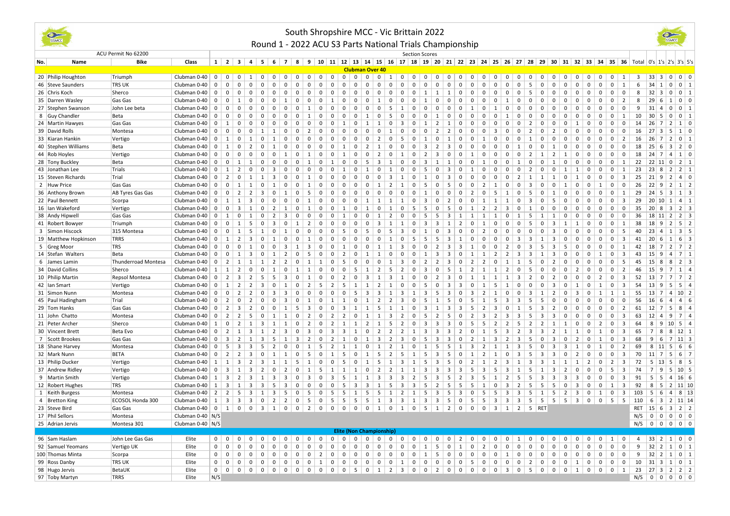# South Shropshire MCC - Vic Brittain 2022

## Round 1 - 2022 ACU S3 Parts National Trials Championship

ACU Permit No 62200

| No. | Name | Bike | Class | 1 | 2 | 3 | 4 | 5 | 6 | 7 | 8 | 9 | 10 | 11 | 12 | 13 | 14 | 15 | 16 | 17 | 18 | 19 | 20 | 21 | 22 | 23 | 24 | 25 | 26 | 27 | 28 | 29 | 30 | 31 | 32 | 33 | 34 | 35 | 36 | Total | 0's | 1's | 2's | 3's | 5's |
|---|---|---|---|---|---|---|---|---|---|---|---|---|---|---|---|---|---|---|---|---|---|---|---|---|---|---|---|---|---|---|---|---|---|---|---|---|---|---|---|---|---|---|---|---|---|
| | **Clubman Over 40** | | | | | | | | | | | | | | | | | | | | | | | | | | | | | | | | | | | | | | | | | | | | |
| 20 | Philip Houghton | Triumph | Clubman 0-40 | 0 | 0 | 0 | 1 | 0 | 0 | 0 | 0 | 0 | 0 | 0 | 0 | 0 | 0 | 0 | 1 | 0 | 0 | 0 | 0 | 0 | 0 | 0 | 0 | 0 | 0 | 0 | 0 | 0 | 0 | 0 | 0 | 0 | 0 | 0 | 1 | 3 | 33 | 3 | 0 | 0 | 0 |
| 46 | Steve Saunders | TRS UK | Clubman 0-40 | 0 | 0 | 0 | 0 | 0 | 0 | 0 | 0 | 0 | 0 | 0 | 0 | 0 | 0 | 0 | 0 | 0 | 0 | 0 | 0 | 0 | 0 | 0 | 0 | 0 | 0 | 0 | 5 | 0 | 0 | 0 | 0 | 0 | 0 | 0 | 1 | 6 | 34 | 1 | 0 | 0 | 1 |
| 26 | Chris Koch | Sherco | Clubman 0-40 | 0 | 0 | 0 | 0 | 0 | 0 | 0 | 0 | 0 | 0 | 0 | 0 | 0 | 0 | 0 | 0 | 0 | 0 | 1 | 1 | 1 | 0 | 0 | 0 | 0 | 0 | 0 | 5 | 0 | 0 | 0 | 0 | 0 | 0 | 0 | 0 | 8 | 32 | 3 | 0 | 0 | 1 |
| 35 | Darren Wasley | Gas Gas | Clubman 0-40 | 0 | 0 | 0 | 0 | 0 | 0 | 1 | 0 | 0 | 0 | 1 | 0 | 0 | 0 | 1 | 0 | 0 | 0 | 1 | 0 | 0 | 0 | 0 | 0 | 0 | 1 | 0 | 0 | 0 | 0 | 0 | 0 | 0 | 0 | 0 | 2 | 8 | 29 | 6 | 1 | 0 | 0 |
| 27 | Stephen Swanson | John Lee beta | Clubman 0-40 | 0 | 0 | 0 | 0 | 0 | 0 | 0 | 0 | 1 | 0 | 0 | 0 | 0 | 0 | 0 | 5 | 1 | 0 | 0 | 0 | 0 | 0 | 1 | 0 | 1 | 0 | 0 | 0 | 0 | 0 | 0 | 0 | 0 | 0 | 0 | 0 | 9 | 31 | 4 | 0 | 0 | 1 |
| 8 | Guy Chandler | Beta | Clubman 0-40 | 0 | 0 | 0 | 0 | 0 | 0 | 0 | 0 | 1 | 0 | 0 | 0 | 0 | 1 | 0 | 5 | 0 | 0 | 0 | 1 | 0 | 0 | 0 | 0 | 0 | 1 | 0 | 0 | 0 | 0 | 0 | 0 | 0 | 0 | 0 | 1 | 10 | 30 | 5 | 0 | 0 | 1 |
| 24 | Martin Hawyes | Gas Gas | Clubman 0-40 | 0 | 1 | 0 | 0 | 0 | 0 | 0 | 0 | 0 | 0 | 0 | 1 | 0 | 1 | 1 | 0 | 3 | 0 | 1 | 2 | 1 | 0 | 0 | 0 | 0 | 0 | 0 | 2 | 0 | 0 | 0 | 1 | 0 | 0 | 0 | 0 | 14 | 26 | 7 | 2 | 1 | 0 |
| 39 | David Rolls | Montesa | Clubman 0-40 | 0 | 0 | 0 | 0 | 1 | 1 | 0 | 0 | 2 | 0 | 0 | 0 | 0 | 0 | 0 | 1 | 0 | 0 | 0 | 2 | 2 | 0 | 0 | 0 | 3 | 0 | 0 | 2 | 0 | 2 | 0 | 0 | 0 | 0 | 0 | 0 | 16 | 27 | 3 | 5 | 1 | 0 |
| 33 | Kiaran Hankin | Vertigo | Clubman 0-40 | 0 | 1 | 0 | 1 | 0 | 1 | 0 | 0 | 0 | 0 | 0 | 0 | 0 | 0 | 2 | 0 | 5 | 0 | 1 | 0 | 1 | 0 | 0 | 1 | 0 | 0 | 0 | 1 | 0 | 0 | 0 | 0 | 0 | 0 | 0 | 2 | 16 | 26 | 7 | 2 | 0 | 1 |
| 40 | Stephen Williams | Beta | Clubman 0-40 | 0 | 1 | 0 | 2 | 0 | 1 | 0 | 0 | 0 | 0 | 0 | 1 | 0 | 2 | 1 | 0 | 0 | 0 | 3 | 2 | 3 | 0 | 0 | 0 | 0 | 0 | 1 | 0 | 0 | 1 | 0 | 0 | 0 | 0 | 0 | 0 | 18 | 25 | 6 | 3 | 2 | 0 |
| 44 | Rob Hoyles | Vertigo | Clubman 0-40 | 0 | 0 | 0 | 0 | 0 | 0 | 1 | 0 | 1 | 0 | 0 | 1 | 0 | 0 | 2 | 0 | 1 | 0 | 2 | 3 | 0 | 0 | 1 | 0 | 0 | 0 | 0 | 2 | 1 | 2 | 1 | 0 | 0 | 0 | 0 | 0 | 18 | 24 | 7 | 4 | 1 | 0 |
| 28 | Tony Buckley | Beta | Clubman 0-40 | 0 | 0 | 1 | 1 | 0 | 0 | 0 | 0 | 1 | 0 | 1 | 0 | 0 | 5 | 3 | 1 | 0 | 0 | 3 | 1 | 1 | 0 | 0 | 1 | 0 | 0 | 1 | 0 | 0 | 1 | 0 | 0 | 0 | 0 | 0 | 1 | 22 | 22 | 11 | 0 | 2 | 1 |
| 43 | Jonathan Lee | Trials | Clubman 0-40 | 0 | 1 | 2 | 0 | 0 | 3 | 0 | 0 | 0 | 0 | 0 | 1 | 0 | 1 | 0 | 1 | 0 | 0 | 5 | 0 | 3 | 0 | 1 | 0 | 0 | 0 | 0 | 2 | 0 | 0 | 1 | 1 | 0 | 0 | 0 | 1 | 23 | 23 | 8 | 2 | 2 | 1 |
| 15 | Steven Richards | Trial | Clubman 0-40 | 0 | 2 | 0 | 1 | 1 | 3 | 0 | 0 | 1 | 0 | 0 | 0 | 0 | 0 | 0 | 3 | 1 | 0 | 1 | 0 | 3 | 0 | 0 | 0 | 0 | 0 | 2 | 1 | 1 | 1 | 0 | 1 | 0 | 0 | 0 | 3 | 25 | 21 | 9 | 2 | 4 | 0 |
| 2 | Huw Price | Gas Gas | Clubman 0-40 | 0 | 0 | 1 | 1 | 0 | 1 | 0 | 0 | 1 | 0 | 0 | 0 | 0 | 0 | 1 | 2 | 1 | 0 | 5 | 0 | 5 | 0 | 0 | 2 | 1 | 0 | 0 | 3 | 0 | 0 | 1 | 0 | 0 | 1 | 0 | 0 | 26 | 22 | 9 | 2 | 1 | 2 |
| 36 | Anthony Brown | AB Tyres Gas Gas | Clubman 0-40 | 0 | 0 | 2 | 2 | 3 | 0 | 1 | 0 | 5 | 0 | 0 | 0 | 0 | 0 | 0 | 0 | 0 | 0 | 1 | 0 | 0 | 0 | 2 | 0 | 5 | 1 | 0 | 5 | 0 | 1 | 0 | 0 | 0 | 0 | 0 | 1 | 29 | 24 | 5 | 3 | 1 | 3 |
| 22 | Paul Bennett | Scorpa | Clubman 0-40 | 0 | 1 | 1 | 3 | 0 | 0 | 0 | 0 | 1 | 0 | 0 | 0 | 0 | 1 | 1 | 1 | 1 | 0 | 3 | 0 | 2 | 0 | 0 | 1 | 1 | 1 | 0 | 3 | 0 | 5 | 0 | 0 | 0 | 0 | 0 | 3 | 29 | 20 | 10 | 1 | 4 | 1 |
| 16 | Ian Wakeford | Vertigo | Clubman 0-40 | 0 | 0 | 3 | 1 | 0 | 2 | 1 | 0 | 1 | 0 | 0 | 1 | 0 | 1 | 0 | 1 | 0 | 5 | 5 | 0 | 5 | 0 | 1 | 2 | 2 | 3 | 0 | 1 | 0 | 0 | 0 | 0 | 0 | 0 | 0 | 0 | 35 | 20 | 8 | 3 | 2 | 3 |
| 38 | Andy Hipwell | Gas Gas | Clubman 0-40 | 0 | 1 | 0 | 1 | 0 | 2 | 3 | 0 | 0 | 0 | 0 | 1 | 0 | 0 | 1 | 2 | 0 | 0 | 5 | 5 | 3 | 1 | 1 | 1 | 1 | 0 | 1 | 5 | 1 | 1 | 0 | 0 | 0 | 0 | 0 | 0 | 36 | 18 | 11 | 2 | 2 | 3 |
| 41 | Robert Bowyer | Triumph | Clubman 0-40 | 0 | 0 | 1 | 5 | 0 | 3 | 0 | 1 | 2 | 0 | 0 | 0 | 0 | 0 | 3 | 1 | 1 | 0 | 3 | 3 | 1 | 2 | 0 | 1 | 0 | 0 | 0 | 5 | 0 | 3 | 1 | 1 | 0 | 0 | 0 | 1 | 38 | 18 | 9 | 2 | 5 | 2 |
| 3 | Simon Hiscock | 315 Montesa | Clubman 0-40 | 0 | 0 | 1 | 5 | 1 | 0 | 1 | 0 | 0 | 0 | 0 | 5 | 0 | 5 | 0 | 5 | 3 | 0 | 1 | 0 | 3 | 0 | 0 | 2 | 0 | 0 | 0 | 0 | 0 | 3 | 0 | 0 | 0 | 0 | 0 | 5 | 40 | 23 | 4 | 1 | 3 | 5 |
| 19 | Matthew Hopkinson | TRRS | Clubman 0-40 | 0 | 1 | 2 | 3 | 0 | 1 | 0 | 0 | 1 | 0 | 0 | 0 | 0 | 0 | 0 | 1 | 0 | 5 | 5 | 5 | 3 | 1 | 0 | 0 | 0 | 0 | 3 | 3 | 1 | 3 | 0 | 0 | 0 | 0 | 0 | 3 | 41 | 20 | 6 | 1 | 6 | 3 |
| 5 | Greg Moor | TRS | Clubman 0-40 | 0 | 0 | 0 | 1 | 0 | 0 | 3 | 1 | 3 | 0 | 0 | 1 | 0 | 0 | 1 | 1 | 3 | 0 | 0 | 2 | 3 | 3 | 1 | 0 | 0 | 2 | 0 | 3 | 5 | 3 | 5 | 0 | 0 | 0 | 0 | 1 | 42 | 18 | 7 | 2 | 7 | 2 |
| 14 | Stefan Walters | Beta | Clubman 0-40 | 0 | 0 | 1 | 3 | 0 | 1 | 2 | 0 | 5 | 0 | 0 | 2 | 0 | 1 | 1 | 0 | 0 | 0 | 1 | 3 | 3 | 0 | 1 | 1 | 2 | 2 | 3 | 3 | 1 | 3 | 0 | 0 | 0 | 1 | 0 | 3 | 43 | 15 | 9 | 4 | 7 | 1 |
| 6 | James Lamin | Thunderroad Montesa | Clubman 0-40 | 0 | 2 | 1 | 1 | 1 | 2 | 2 | 0 | 1 | 1 | 0 | 5 | 0 | 0 | 0 | 1 | 3 | 0 | 2 | 2 | 3 | 0 | 2 | 2 | 0 | 1 | 1 | 5 | 0 | 2 | 0 | 0 | 0 | 0 | 0 | 5 | 45 | 15 | 8 | 8 | 2 | 3 |
| 34 | David Collins | Sherco | Clubman 0-40 | 1 | 1 | 2 | 0 | 0 | 1 | 0 | 1 | 1 | 0 | 0 | 0 | 5 | 1 | 2 | 5 | 2 | 0 | 3 | 0 | 5 | 1 | 2 | 1 | 1 | 2 | 0 | 5 | 0 | 0 | 0 | 2 | 0 | 0 | 0 | 2 | 46 | 15 | 9 | 7 | 1 | 4 |
| 10 | Philip Martin | Repsol Montesa | Clubman 0-40 | 0 | 2 | 3 | 2 | 5 | 5 | 3 | 0 | 1 | 0 | 0 | 2 | 0 | 3 | 1 | 3 | 1 | 0 | 0 | 2 | 3 | 0 | 1 | 1 | 1 | 3 | 2 | 0 | 2 | 0 | 0 | 0 | 0 | 2 | 0 | 3 | 52 | 13 | 7 | 7 | 7 | 2 |
| 42 | Ian Smart | Vertigo | Clubman 0-40 | 0 | 1 | 2 | 2 | 3 | 0 | 1 | 0 | 2 | 5 | 2 | 5 | 1 | 1 | 2 | 1 | 0 | 0 | 5 | 0 | 3 | 3 | 0 | 1 | 5 | 1 | 0 | 0 | 0 | 3 | 0 | 1 | 0 | 1 | 0 | 3 | 54 | 13 | 9 | 5 | 5 | 4 |
| 31 | Simon Nunn | Montesa | Clubman 0-40 | 0 | 0 | 2 | 2 | 0 | 3 | 3 | 0 | 0 | 0 | 0 | 0 | 5 | 3 | 3 | 1 | 3 | 1 | 3 | 5 | 3 | 0 | 3 | 2 | 1 | 0 | 0 | 3 | 1 | 2 | 0 | 3 | 0 | 1 | 1 | 1 | 55 | 13 | 7 | 4 | 10 | 2 |
| 45 | Paul Hadingham | Trial | Clubman 0-40 | 0 | 2 | 0 | 2 | 0 | 0 | 3 | 0 | 1 | 0 | 1 | 1 | 0 | 1 | 2 | 2 | 3 | 0 | 5 | 1 | 5 | 0 | 5 | 1 | 5 | 3 | 3 | 5 | 5 | 0 | 0 | 0 | 0 | 0 | 0 | 0 | 56 | 16 | 6 | 4 | 4 | 6 |
| 29 | Tom Hanks | Gas Gas | Clubman 0-40 | 0 | 2 | 3 | 2 | 0 | 0 | 1 | 5 | 3 | 0 | 0 | 3 | 1 | 1 | 5 | 1 | 1 | 0 | 3 | 1 | 3 | 3 | 5 | 2 | 3 | 0 | 1 | 5 | 3 | 2 | 0 | 0 | 0 | 0 | 0 | 2 | 61 | 12 | 7 | 5 | 8 | 4 |
| 11 | John Chatto | Montesa | Clubman 0-40 | 0 | 2 | 2 | 5 | 0 | 1 | 1 | 0 | 2 | 0 | 2 | 2 | 0 | 1 | 1 | 3 | 2 | 0 | 5 | 2 | 5 | 0 | 2 | 3 | 2 | 3 | 3 | 5 | 3 | 3 | 0 | 0 | 0 | 0 | 0 | 3 | 63 | 12 | 4 | 9 | 7 | 4 |
| 21 | Peter Archer | Sherco | Clubman 0-40 | 1 | 0 | 2 | 1 | 3 | 1 | 1 | 0 | 2 | 0 | 2 | 1 | 1 | 2 | 1 | 5 | 2 | 0 | 3 | 3 | 3 | 0 | 5 | 5 | 2 | 2 | 5 | 2 | 2 | 1 | 1 | 0 | 0 | 2 | 0 | 3 | 64 | 8 | 9 | 10 | 5 | 4 |
| 30 | Vincent Brett | Beta Evo | Clubman 0-40 | 0 | 2 | 1 | 3 | 1 | 2 | 3 | 0 | 3 | 0 | 3 | 3 | 1 | 0 | 2 | 2 | 2 | 1 | 3 | 3 | 3 | 2 | 0 | 1 | 5 | 3 | 2 | 3 | 3 | 2 | 1 | 1 | 0 | 1 | 0 | 3 | 65 | 7 | 8 | 8 | 12 | 1 |
| 7 | Scott Brookes | Gas Gas | Clubman 0-40 | 0 | 3 | 2 | 1 | 3 | 5 | 1 | 3 | 2 | 0 | 2 | 1 | 0 | 1 | 3 | 2 | 3 | 0 | 5 | 3 | 3 | 0 | 2 | 1 | 3 | 2 | 3 | 5 | 0 | 3 | 0 | 2 | 0 | 1 | 0 | 3 | 68 | 9 | 6 | 7 | 11 | 3 |
| 18 | Shane Harvey | Montesa | Clubman 0-40 | 0 | 5 | 3 | 3 | 5 | 2 | 0 | 0 | 1 | 5 | 2 | 1 | 1 | 0 | 1 | 2 | 1 | 0 | 1 | 5 | 5 | 1 | 3 | 2 | 1 | 1 | 3 | 5 | 0 | 3 | 3 | 1 | 0 | 1 | 0 | 2 | 69 | 8 | 11 | 5 | 6 | 6 |
| 32 | Mark Nunn | BETA | Clubman 0-40 | 0 | 2 | 2 | 3 | 0 | 1 | 1 | 0 | 5 | 0 | 1 | 5 | 0 | 1 | 5 | 2 | 5 | 1 | 5 | 3 | 5 | 0 | 1 | 2 | 1 | 0 | 3 | 5 | 3 | 3 | 0 | 2 | 0 | 0 | 0 | 3 | 70 | 11 | 7 | 5 | 6 | 7 |
| 13 | Philip Ducker | Vertigo | Clubman 0-40 | 1 | 1 | 3 | 2 | 3 | 1 | 1 | 5 | 1 | 0 | 0 | 5 | 0 | 1 | 5 | 1 | 3 | 1 | 5 | 3 | 5 | 0 | 2 | 1 | 2 | 3 | 1 | 3 | 3 | 1 | 1 | 1 | 2 | 0 | 2 | 3 | 72 | 5 | 13 | 5 | 8 | 5 |
| 37 | Andrew Ridley | Vertigo | Clubman 0-40 | 0 | 3 | 1 | 3 | 2 | 0 | 2 | 0 | 1 | 5 | 1 | 1 | 1 | 0 | 2 | 2 | 1 | 1 | 3 | 3 | 3 | 3 | 5 | 3 | 5 | 3 | 1 | 5 | 1 | 3 | 2 | 0 | 0 | 0 | 5 | 3 | 74 | 7 | 9 | 5 | 10 | 5 |
| 9 | Martin Smith | Vertigo | Clubman 0-40 | 1 | 3 | 2 | 3 | 1 | 3 | 3 | 0 | 3 | 0 | 3 | 5 | 1 | 1 | 3 | 3 | 3 | 2 | 5 | 3 | 5 | 2 | 3 | 5 | 1 | 2 | 5 | 5 | 3 | 3 | 3 | 3 | 0 | 0 | 0 | 3 | 91 | 5 | 5 | 4 | 16 | 6 |
| 12 | Robert Hughes | TRS | Clubman 0-40 | 1 | 3 | 1 | 3 | 3 | 5 | 3 | 0 | 0 | 0 | 0 | 5 | 3 | 3 | 1 | 5 | 3 | 3 | 5 | 2 | 5 | 5 | 5 | 1 | 0 | 3 | 2 | 5 | 5 | 5 | 0 | 3 | 0 | 0 | 1 | 3 | 92 | 8 | 5 | 2 | 11 | 10 |
| 1 | Keith Burgess | Montesa | Clubman 0-40 | 2 | 2 | 5 | 3 | 1 | 3 | 5 | 0 | 5 | 0 | 5 | 5 | 1 | 5 | 5 | 1 | 2 | 1 | 5 | 3 | 5 | 3 | 0 | 5 | 5 | 3 | 3 | 5 | 1 | 5 | 2 | 3 | 0 | 1 | 0 | 3 | 103 | 5 | 6 | 4 | 8 | 13 |
| 4 | Bretton King | ECOSOL Honda 300 | Clubman 0-40 | 1 | 3 | 3 | 3 | 0 | 2 | 2 | 0 | 5 | 0 | 5 | 5 | 5 | 5 | 1 | 3 | 3 | 1 | 3 | 3 | 5 | 0 | 5 | 5 | 3 | 3 | 3 | 5 | 5 | 5 | 5 | 3 | 0 | 0 | 5 | 5 | 110 | 6 | 3 | 2 | 11 | 14 |
| 23 | Steve Bird | Gas Gas | Clubman 0-40 | 0 | 1 | 0 | 0 | 3 | 1 | 0 | 0 | 2 | 0 | 0 | 0 | 0 | 0 | 1 | 0 | 1 | 0 | 5 | 1 | 2 | 0 | 0 | 0 | 3 | 1 | 2 | 5 | RET | | | | | | | | RET | 15 | 6 | 3 | 2 | 2 |
| 17 | Phil Sellors | Montesa | Clubman 0-40 | N/S | | | | | | | | | | | | | | | | | | | | | | | | | | | | | | | | | | | | N/S | 0 | 0 | 0 | 0 | 0 |
| 25 | Adrian Jervis | Montesa 301 | Clubman 0-40 | N/S | | | | | | | | | | | | | | | | | | | | | | | | | | | | | | | | | | | | N/S | 0 | 0 | 0 | 0 | 0 |
| | **Elite (Non Championship)** | | | | | | | | | | | | | | | | | | | | | | | | | | | | | | | | | | | | | | | | | | | | |
| 96 | Sam Haslam | John Lee Gas Gas | Elite | 0 | 0 | 0 | 0 | 0 | 0 | 0 | 0 | 0 | 0 | 0 | 0 | 0 | 0 | 0 | 0 | 0 | 0 | 0 | 0 | 0 | 2 | 0 | 0 | 0 | 0 | 1 | 0 | 0 | 0 | 0 | 0 | 0 | 1 | 0 | 0 | 4 | 33 | 2 | 1 | 0 | 0 |
| 92 | Samuel Yeomans | Vertigo UK | Elite | 0 | 0 | 0 | 0 | 0 | 0 | 0 | 0 | 0 | 0 | 0 | 0 | 0 | 0 | 0 | 0 | 0 | 0 | 1 | 5 | 0 | 1 | 0 | 2 | 0 | 0 | 0 | 0 | 0 | 0 | 0 | 0 | 0 | 0 | 0 | 0 | 9 | 32 | 2 | 1 | 0 | 1 |
| 100 | Thomas Minta | Scorpa | Elite | 0 | 0 | 0 | 0 | 0 | 0 | 0 | 0 | 2 | 0 | 0 | 0 | 0 | 0 | 0 | 0 | 0 | 0 | 1 | 5 | 0 | 0 | 0 | 0 | 0 | 1 | 0 | 0 | 0 | 0 | 0 | 0 | 0 | 0 | 0 | 0 | 9 | 32 | 2 | 1 | 0 | 1 |
| 99 | Ross Danby | TRS UK | Elite | 0 | 0 | 0 | 0 | 0 | 0 | 0 | 0 | 0 | 1 | 0 | 0 | 0 | 0 | 0 | 0 | 1 | 0 | 0 | 0 | 0 | 0 | 5 | 0 | 0 | 0 | 0 | 2 | 0 | 0 | 0 | 1 | 0 | 0 | 0 | 0 | 10 | 31 | 3 | 1 | 0 | 1 |
| 98 | Hugo Jervis | BetaUK | Elite | 0 | 0 | 0 | 0 | 0 | 0 | 0 | 0 | 0 | 0 | 0 | 0 | 5 | 0 | 1 | 2 | 3 | 0 | 0 | 2 | 0 | 0 | 0 | 0 | 0 | 3 | 0 | 5 | 0 | 0 | 0 | 1 | 0 | 0 | 0 | 1 | 23 | 27 | 3 | 2 | 2 | 2 |
| 97 | Toby Martyn | TRRS | Elite | N/S | | | | | | | | | | | | | | | | | | | | | | | | | | | | | | | | | | | | N/S | 0 | 0 | 0 | 0 | 0 |